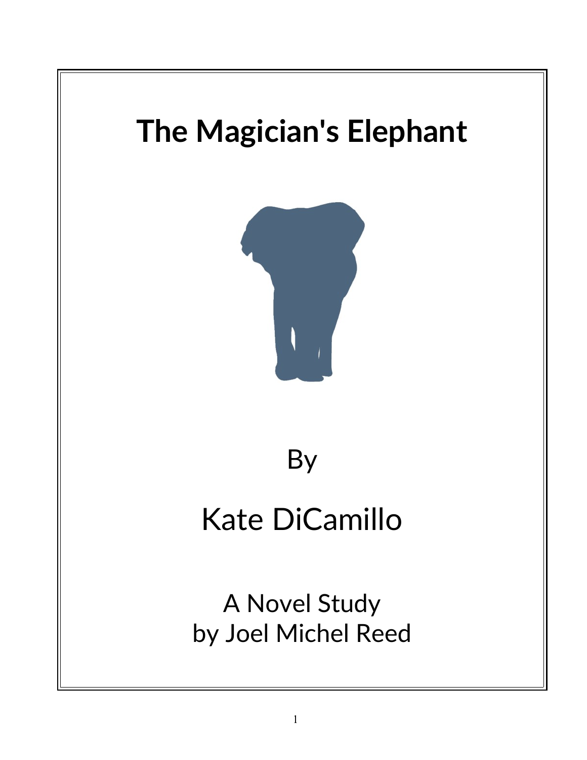# The Magician's Elephant

By

Kate DiCamillo

A Novel Study
by Joel Michel Reed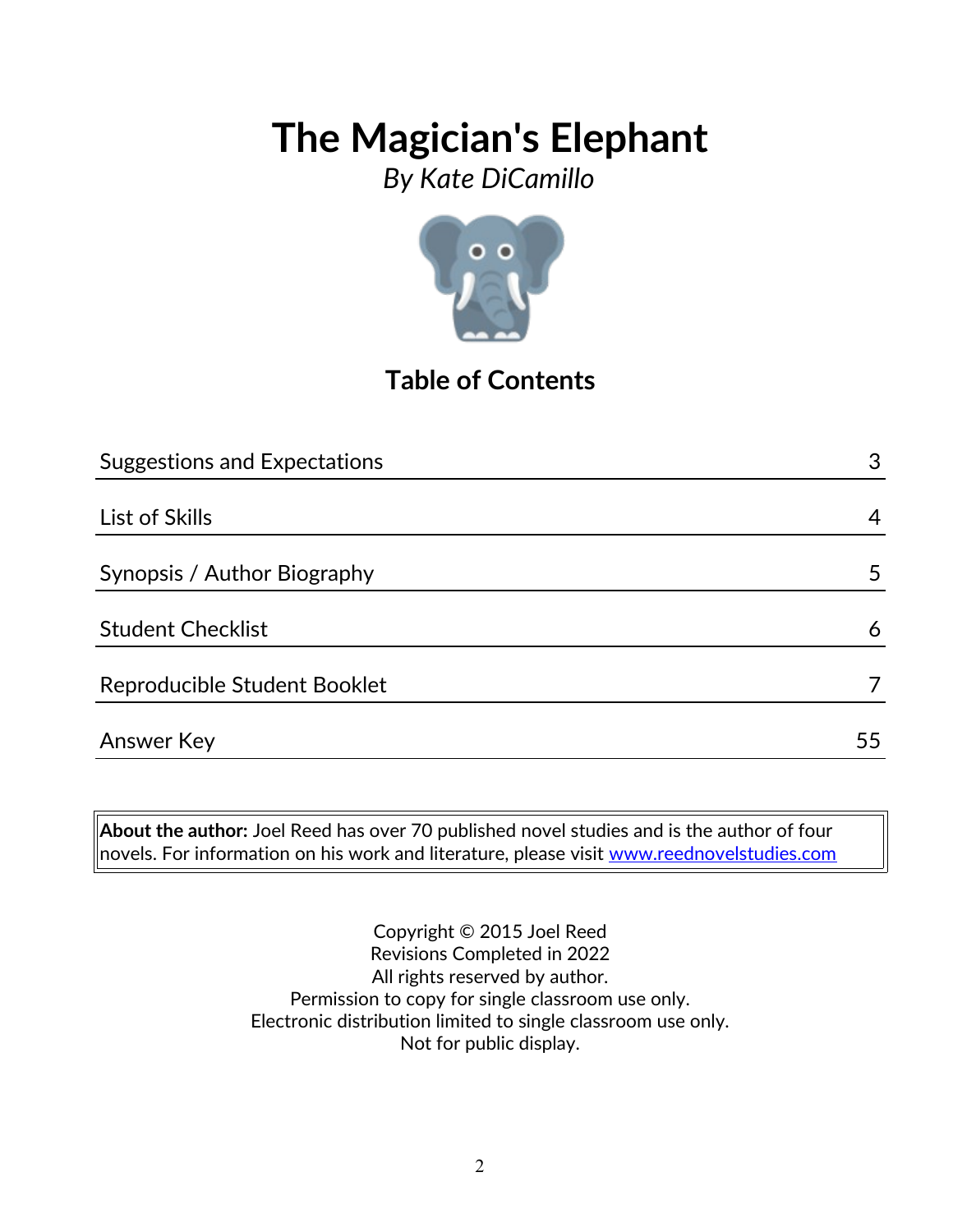# The Magician's Elephant

*By Kate DiCamillo*

## Table of Contents

| | |
|---|---|
| Suggestions and Expectations | 3 |
| List of Skills | 4 |
| Synopsis / Author Biography | 5 |
| Student Checklist | 6 |
| Reproducible Student Booklet | 7 |
| Answer Key | 55 |

**About the author:** Joel Reed has over 70 published novel studies and is the author of four novels. For information on his work and literature, please visit www.reednovelstudies.com

Copyright © 2015 Joel Reed
Revisions Completed in 2022
All rights reserved by author.
Permission to copy for single classroom use only.
Electronic distribution limited to single classroom use only.
Not for public display.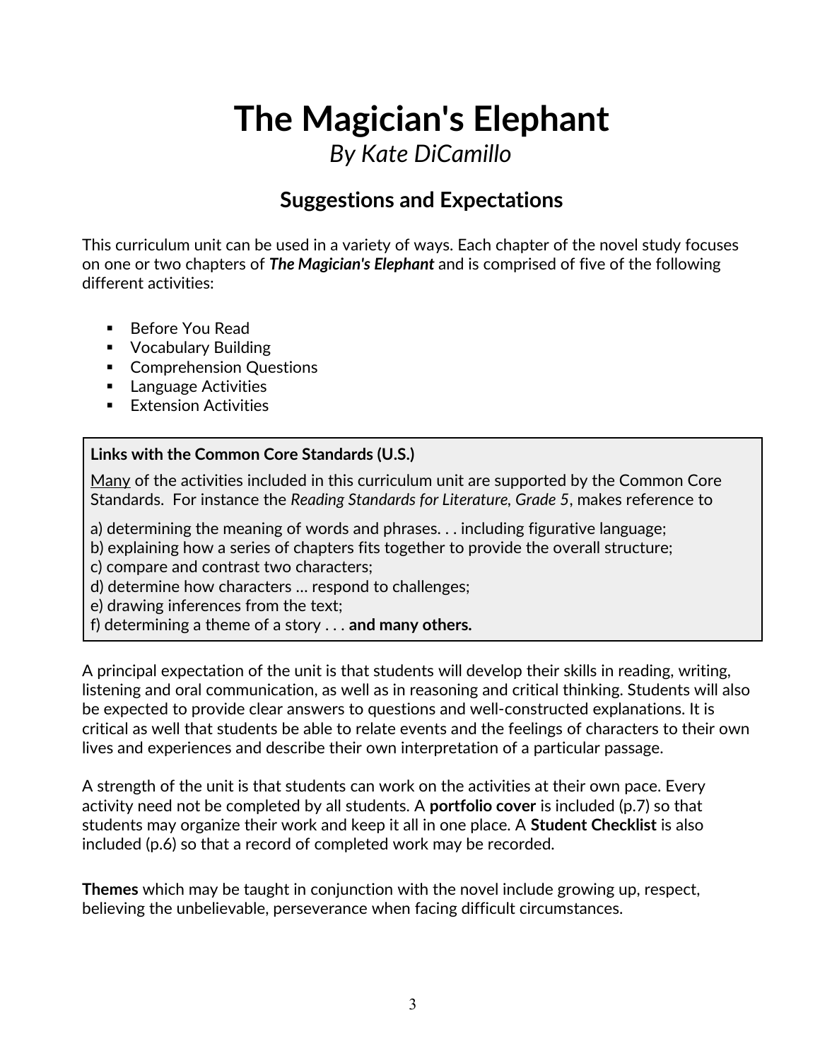# The Magician's Elephant

*By Kate DiCamillo*

## Suggestions and Expectations

This curriculum unit can be used in a variety of ways. Each chapter of the novel study focuses on one or two chapters of ***The Magician's Elephant*** and is comprised of five of the following different activities:

- Before You Read
- Vocabulary Building
- Comprehension Questions
- Language Activities
- Extension Activities

**Links with the Common Core Standards (U.S.)**

<u>Many</u> of the activities included in this curriculum unit are supported by the Common Core Standards. For instance the *Reading Standards for Literature, Grade 5*, makes reference to

a) determining the meaning of words and phrases. . . including figurative language;
b) explaining how a series of chapters fits together to provide the overall structure;
c) compare and contrast two characters;
d) determine how characters … respond to challenges;
e) drawing inferences from the text;
f) determining a theme of a story . . . **and many others.**

A principal expectation of the unit is that students will develop their skills in reading, writing, listening and oral communication, as well as in reasoning and critical thinking. Students will also be expected to provide clear answers to questions and well-constructed explanations. It is critical as well that students be able to relate events and the feelings of characters to their own lives and experiences and describe their own interpretation of a particular passage.

A strength of the unit is that students can work on the activities at their own pace. Every activity need not be completed by all students. A **portfolio cover** is included (p.7) so that students may organize their work and keep it all in one place. A **Student Checklist** is also included (p.6) so that a record of completed work may be recorded.

**Themes** which may be taught in conjunction with the novel include growing up, respect, believing the unbelievable, perseverance when facing difficult circumstances.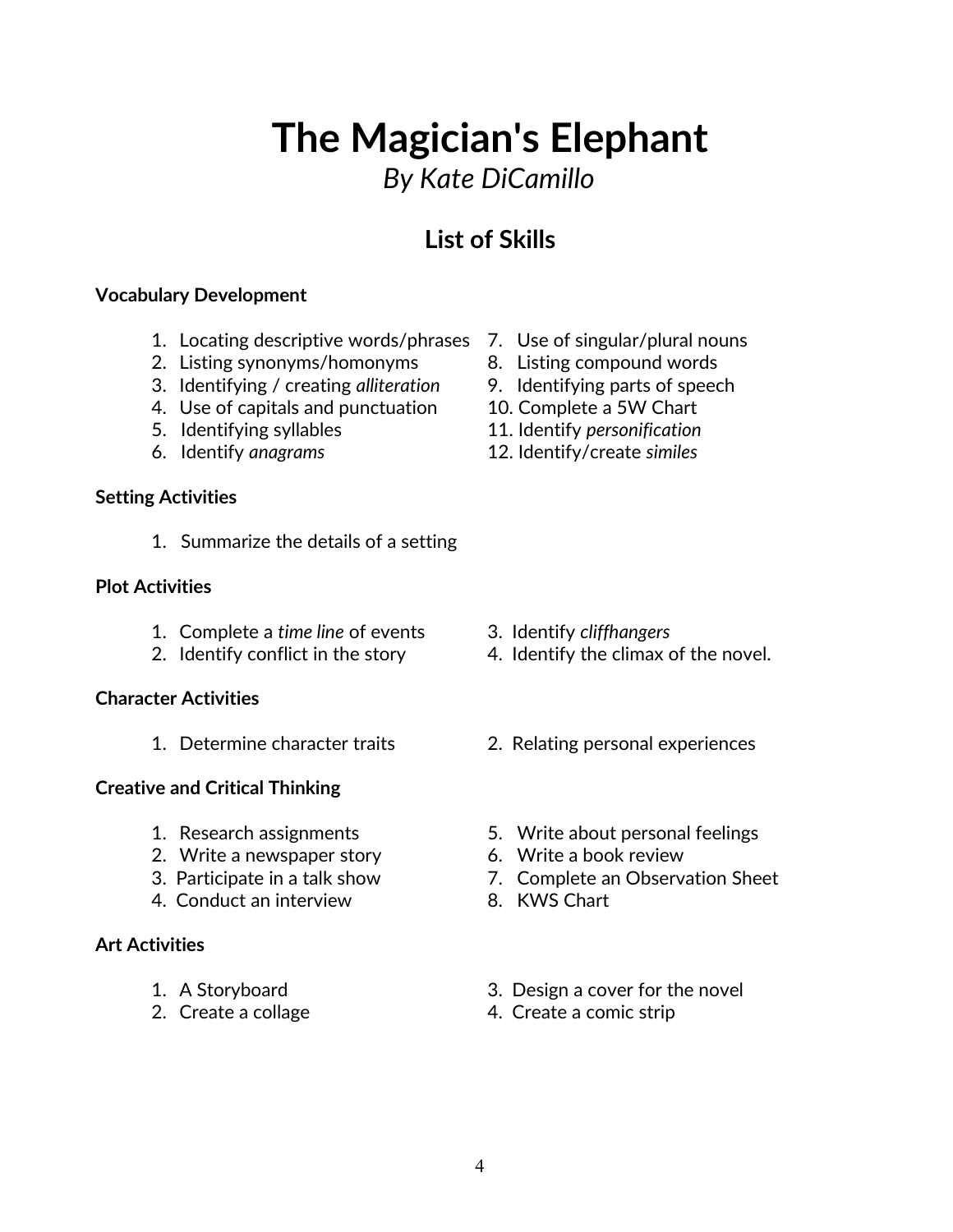# The Magician's Elephant

*By Kate DiCamillo*

## List of Skills

**Vocabulary Development**

1. Locating descriptive words/phrases
2. Listing synonyms/homonyms
3. Identifying / creating *alliteration*
4. Use of capitals and punctuation
5. Identifying syllables
6. Identify *anagrams*
7. Use of singular/plural nouns
8. Listing compound words
9. Identifying parts of speech
10. Complete a 5W Chart
11. Identify *personification*
12. Identify/create *similes*

**Setting Activities**

1. Summarize the details of a setting

**Plot Activities**

1. Complete a *time line* of events
2. Identify conflict in the story
3. Identify *cliffhangers*
4. Identify the climax of the novel.

**Character Activities**

1. Determine character traits
2. Relating personal experiences

**Creative and Critical Thinking**

1. Research assignments
2. Write a newspaper story
3. Participate in a talk show
4. Conduct an interview
5. Write about personal feelings
6. Write a book review
7. Complete an Observation Sheet
8. KWS Chart

**Art Activities**

1. A Storyboard
2. Create a collage
3. Design a cover for the novel
4. Create a comic strip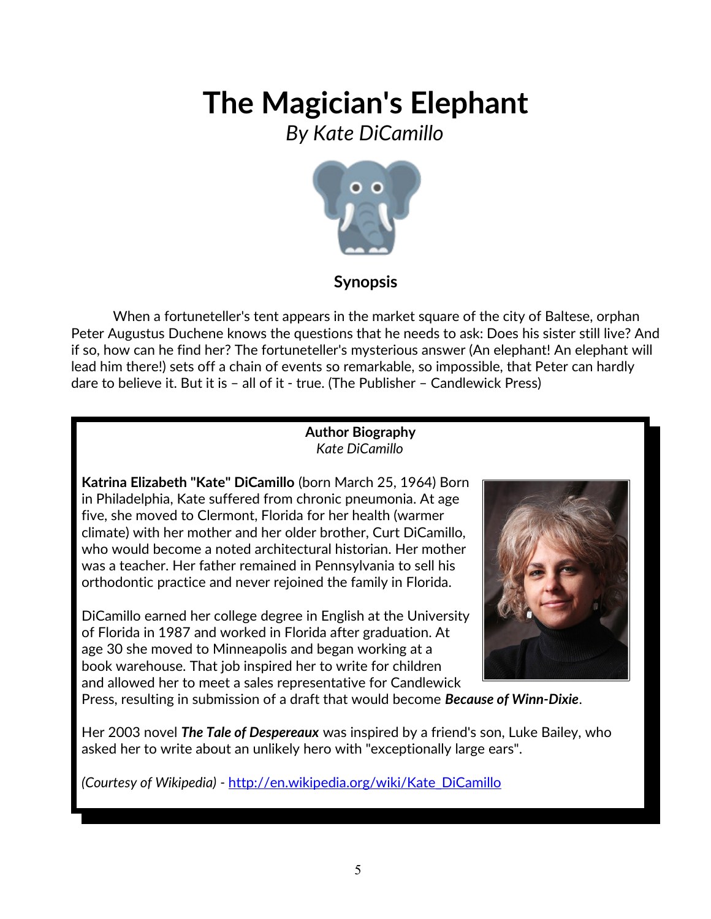# The Magician's Elephant

*By Kate DiCamillo*

### Synopsis

When a fortuneteller's tent appears in the market square of the city of Baltese, orphan Peter Augustus Duchene knows the questions that he needs to ask: Does his sister still live? And if so, how can he find her? The fortuneteller's mysterious answer (An elephant! An elephant will lead him there!) sets off a chain of events so remarkable, so impossible, that Peter can hardly dare to believe it. But it is – all of it - true. (The Publisher – Candlewick Press)

**Author Biography**
*Kate DiCamillo*

**Katrina Elizabeth "Kate" DiCamillo** (born March 25, 1964) Born in Philadelphia, Kate suffered from chronic pneumonia. At age five, she moved to Clermont, Florida for her health (warmer climate) with her mother and her older brother, Curt DiCamillo, who would become a noted architectural historian. Her mother was a teacher. Her father remained in Pennsylvania to sell his orthodontic practice and never rejoined the family in Florida.

DiCamillo earned her college degree in English at the University of Florida in 1987 and worked in Florida after graduation. At age 30 she moved to Minneapolis and began working at a book warehouse. That job inspired her to write for children and allowed her to meet a sales representative for Candlewick Press, resulting in submission of a draft that would become ***Because of Winn-Dixie***.

Her 2003 novel ***The Tale of Despereaux*** was inspired by a friend's son, Luke Bailey, who asked her to write about an unlikely hero with "exceptionally large ears".

*(Courtesy of Wikipedia)* - [http://en.wikipedia.org/wiki/Kate_DiCamillo](http://en.wikipedia.org/wiki/Kate_DiCamillo)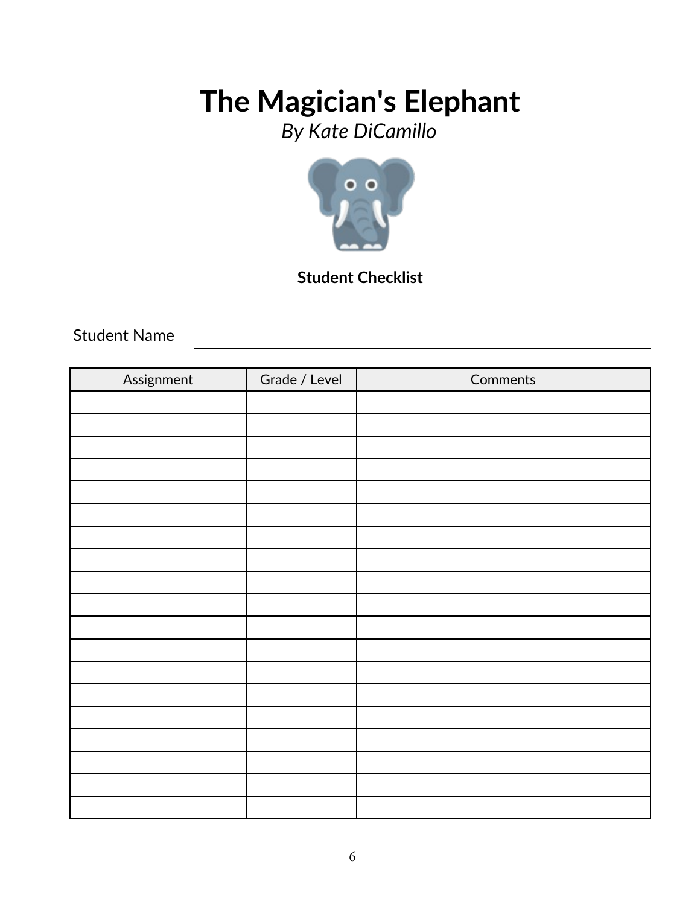# The Magician's Elephant

*By Kate DiCamillo*

**Student Checklist**

Student Name ___________________________________________

| Assignment | Grade / Level | Comments |
|---|---|---|
| | | |
| | | |
| | | |
| | | |
| | | |
| | | |
| | | |
| | | |
| | | |
| | | |
| | | |
| | | |
| | | |
| | | |
| | | |
| | | |
| | | |
| | | |
| | | |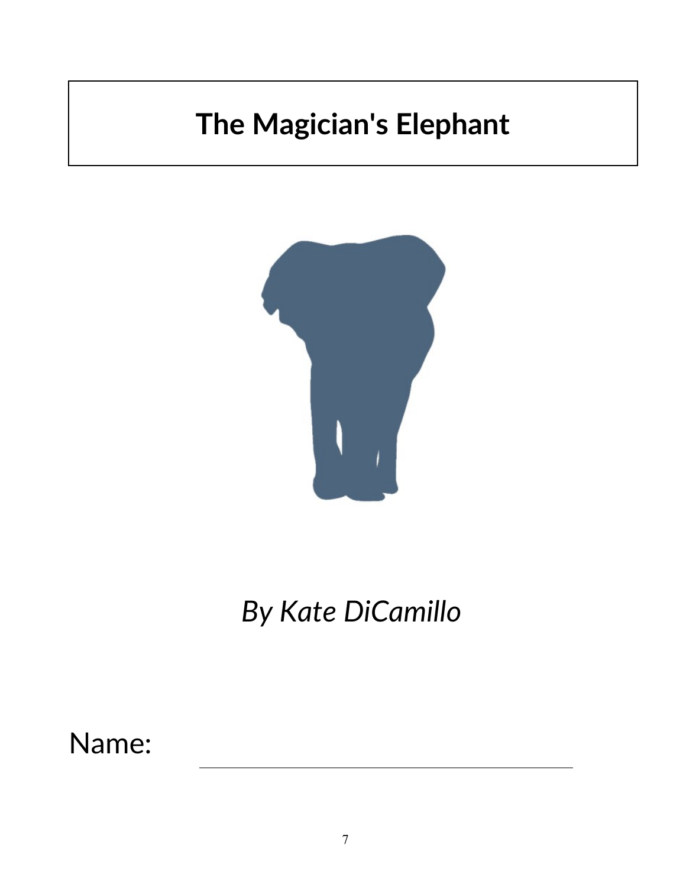# The Magician's Elephant

*By Kate DiCamillo*

Name: ___________________________________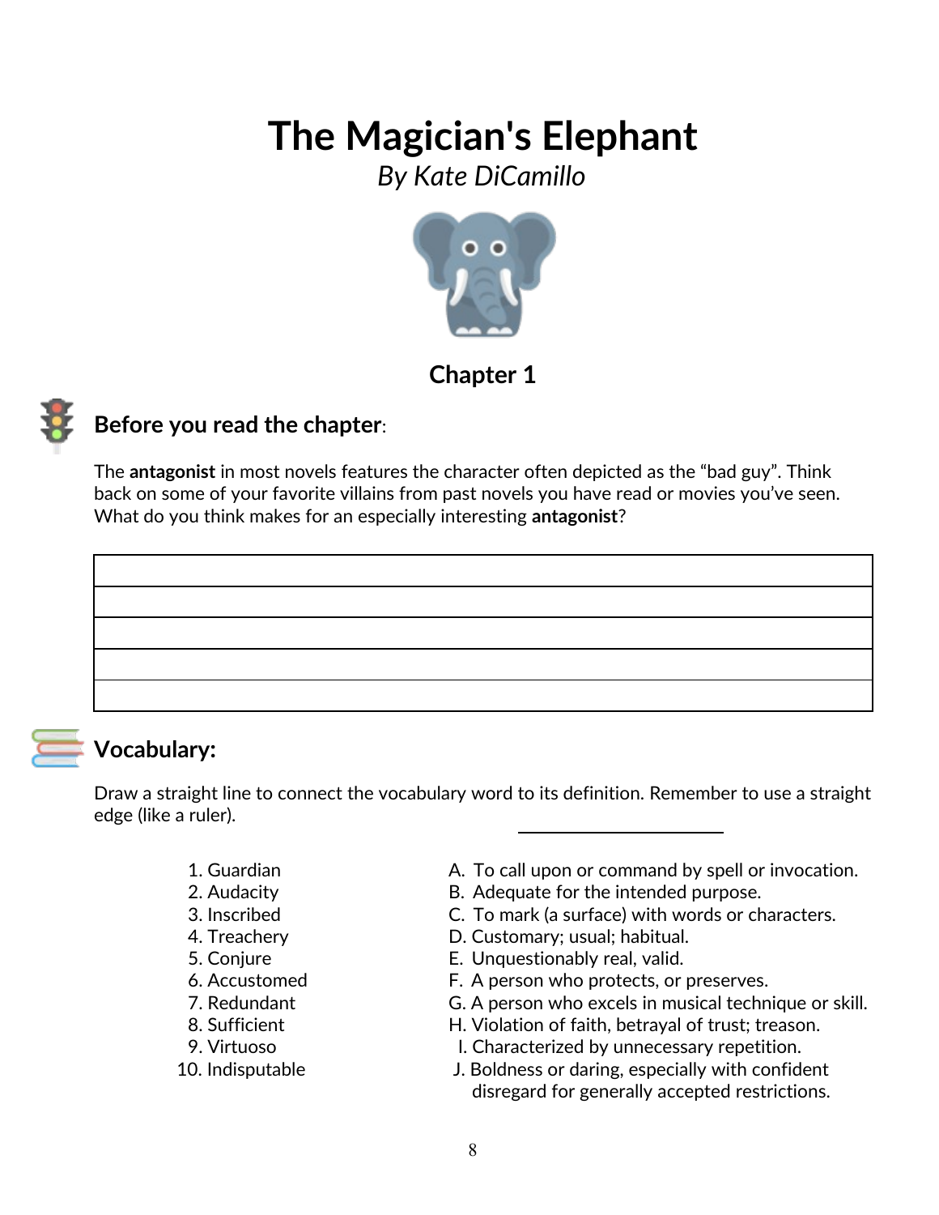# The Magician's Elephant

*By Kate DiCamillo*

## Chapter 1

### Before you read the chapter:

The **antagonist** in most novels features the character often depicted as the "bad guy". Think back on some of your favorite villains from past novels you have read or movies you've seen. What do you think makes for an especially interesting **antagonist**?

| |
|---|
| |
| |
| |
| |

### Vocabulary:

Draw a straight line to connect the vocabulary word to its definition. Remember to use a straight edge (like a ruler).

| | |
|---|---|
| 1. Guardian | A. To call upon or command by spell or invocation. |
| 2. Audacity | B. Adequate for the intended purpose. |
| 3. Inscribed | C. To mark (a surface) with words or characters. |
| 4. Treachery | D. Customary; usual; habitual. |
| 5. Conjure | E. Unquestionably real, valid. |
| 6. Accustomed | F. A person who protects, or preserves. |
| 7. Redundant | G. A person who excels in musical technique or skill. |
| 8. Sufficient | H. Violation of faith, betrayal of trust; treason. |
| 9. Virtuoso | I. Characterized by unnecessary repetition. |
| 10. Indisputable | J. Boldness or daring, especially with confident disregard for generally accepted restrictions. |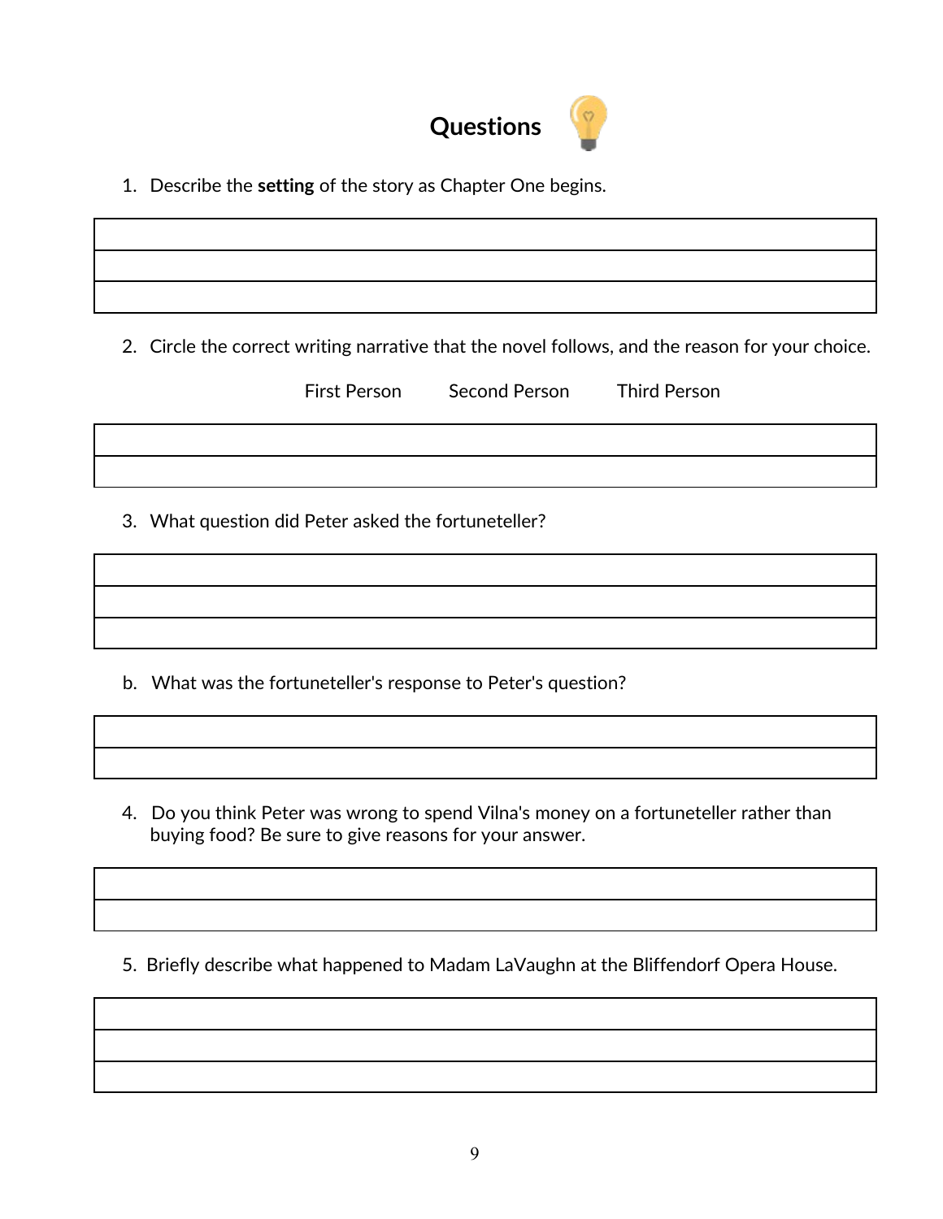## Questions

1. Describe the **setting** of the story as Chapter One begins.

2. Circle the correct writing narrative that the novel follows, and the reason for your choice.

   First Person Second Person Third Person

3. What question did Peter asked the fortuneteller?

b. What was the fortuneteller's response to Peter's question?

4. Do you think Peter was wrong to spend Vilna's money on a fortuneteller rather than buying food? Be sure to give reasons for your answer.

5. Briefly describe what happened to Madam LaVaughn at the Bliffendorf Opera House.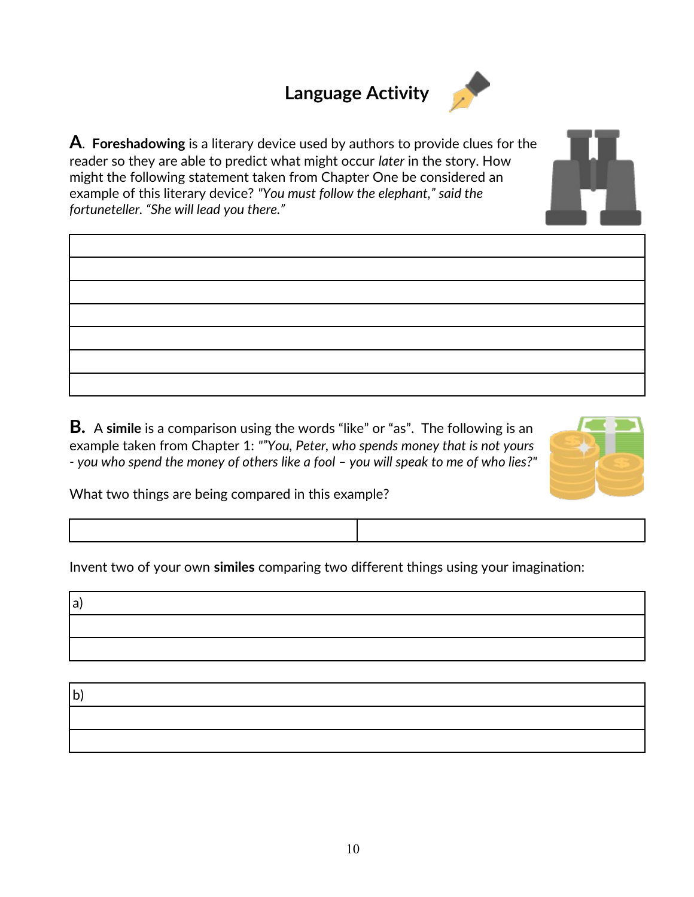# Language Activity

**A.** **Foreshadowing** is a literary device used by authors to provide clues for the reader so they are able to predict what might occur *later* in the story. How might the following statement taken from Chapter One be considered an example of this literary device? *"You must follow the elephant," said the fortuneteller. "She will lead you there."*

| |
|---|
| |
| |
| |
| |
| |
| |

**B.** A **simile** is a comparison using the words "like" or "as". The following is an example taken from Chapter 1: *""You, Peter, who spends money that is not yours - you who spend the money of others like a fool – you will speak to me of who lies?"*

What two things are being compared in this example?

| | |
|---|---|
| | |

Invent two of your own **similes** comparing two different things using your imagination:

| a) |
|---|
| |
| |

| b) |
|---|
| |
| |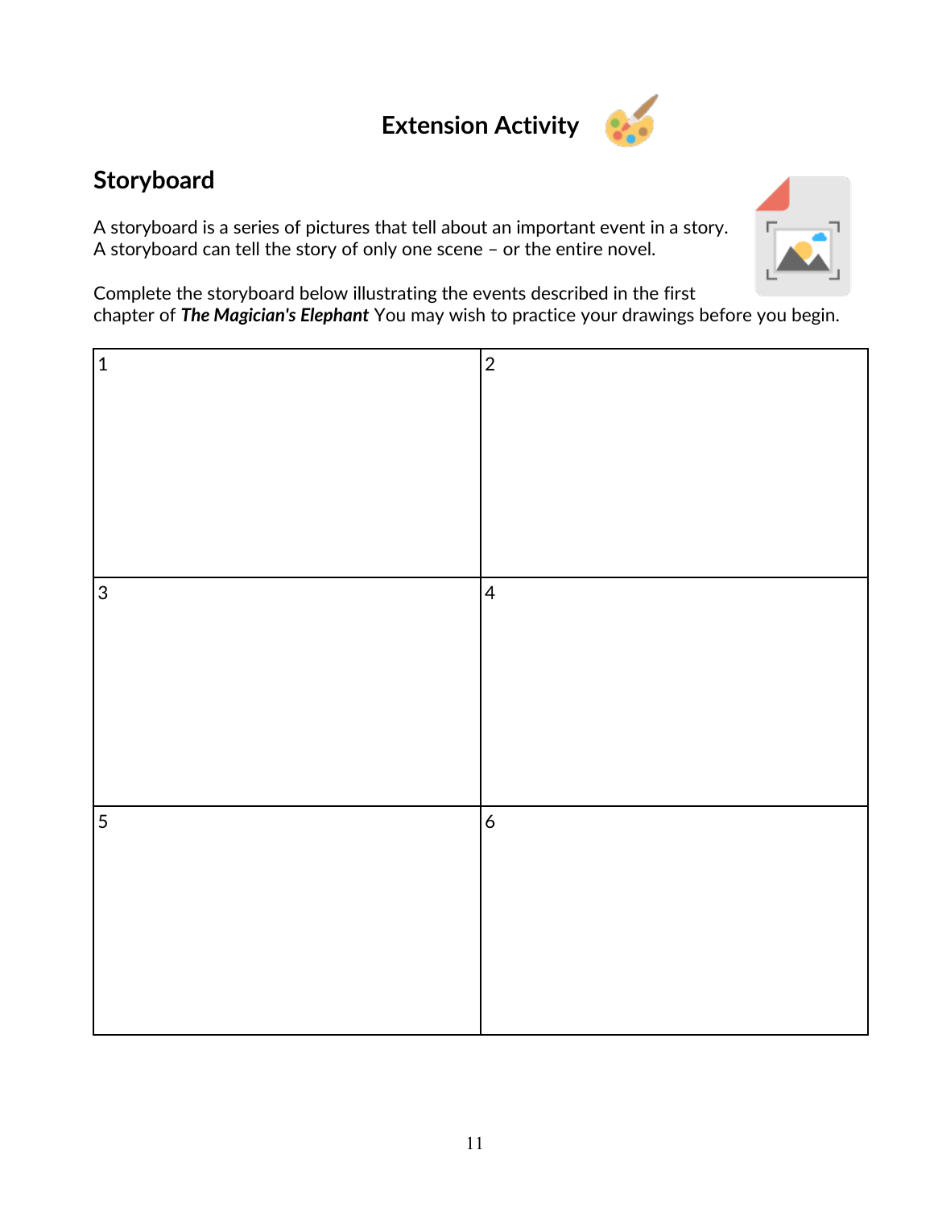# Extension Activity

## Storyboard

A storyboard is a series of pictures that tell about an important event in a story. A storyboard can tell the story of only one scene – or the entire novel.

Complete the storyboard below illustrating the events described in the first chapter of ***The Magician's Elephant*** You may wish to practice your drawings before you begin.

| | |
|---|---|
| 1 | 2 |
| 3 | 4 |
| 5 | 6 |